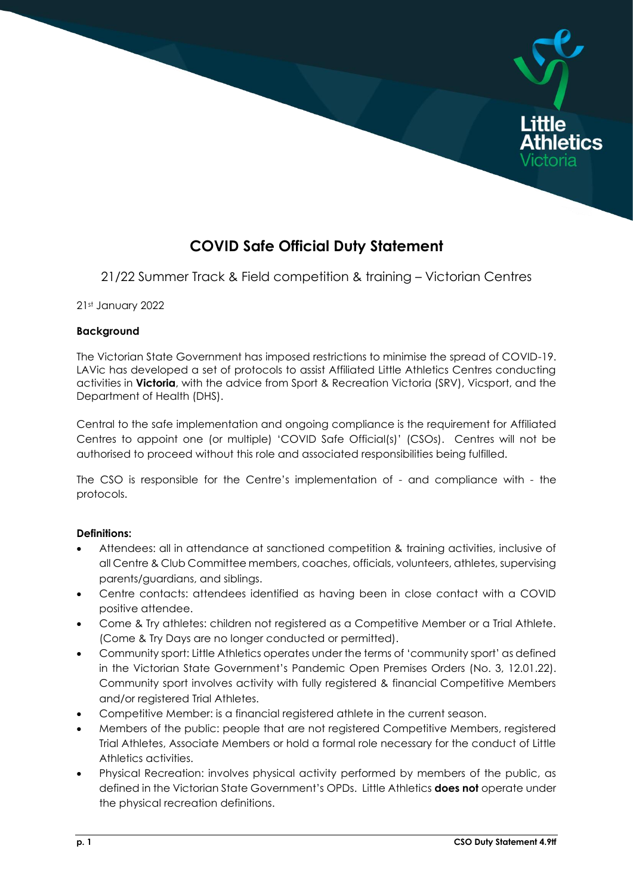# COVID Safe Official Duty Statement

21/22 Summer Track & Field competition & training – Victorian Centres

21st January 2022

**Background**

The Victorian State Government has imposed restrictions to minimise the spread of COVID-19. LAVic has developed a set of protocols to assist Affiliated Little Athletics Centres conducting activities in **Victoria**, with the advice from Sport & Recreation Victoria (SRV), Vicsport, and the Department of Health (DHS).

Central to the safe implementation and ongoing compliance is the requirement for Affiliated Centres to appoint one (or multiple) 'COVID Safe Official(s)' (CSOs). Centres will not be authorised to proceed without this role and associated responsibilities being fulfilled.

The CSO is responsible for the Centre's implementation of - and compliance with - the protocols.

**Definitions:**

- Attendees: all in attendance at sanctioned competition & training activities, inclusive of all Centre & Club Committee members, coaches, officials, volunteers, athletes, supervising parents/guardians, and siblings.
- Centre contacts: attendees identified as having been in close contact with a COVID positive attendee.
- Come & Try athletes: children not registered as a Competitive Member or a Trial Athlete. (Come & Try Days are no longer conducted or permitted).
- Community sport: Little Athletics operates under the terms of 'community sport' as defined in the Victorian State Government's Pandemic Open Premises Orders (No. 3, 12.01.22). Community sport involves activity with fully registered & financial Competitive Members and/or registered Trial Athletes.
- Competitive Member: is a financial registered athlete in the current season.
- Members of the public: people that are not registered Competitive Members, registered Trial Athletes, Associate Members or hold a formal role necessary for the conduct of Little Athletics activities.
- Physical Recreation: involves physical activity performed by members of the public, as defined in the Victorian State Government's OPDs. Little Athletics **does not** operate under the physical recreation definitions.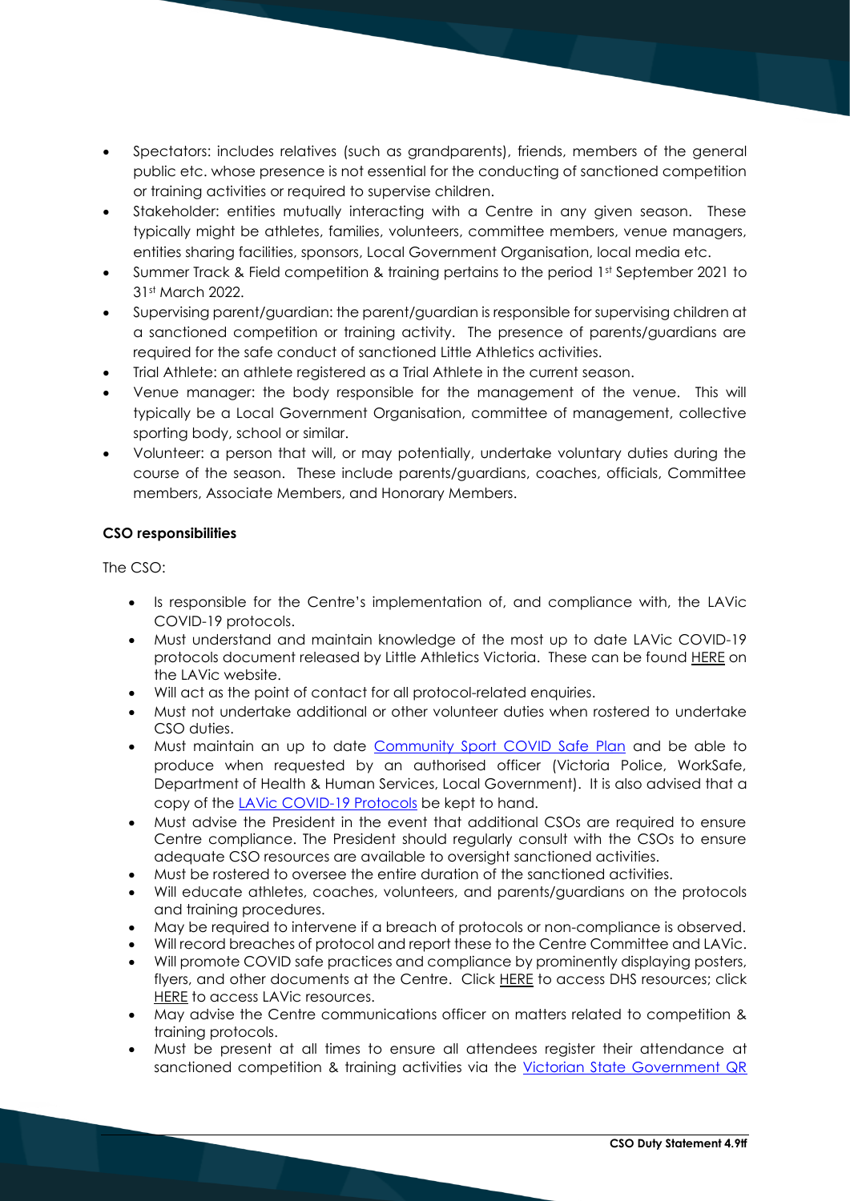- Spectators: includes relatives (such as grandparents), friends, members of the general public etc. whose presence is not essential for the conducting of sanctioned competition or training activities or required to supervise children.
- Stakeholder: entities mutually interacting with a Centre in any given season. These typically might be athletes, families, volunteers, committee members, venue managers, entities sharing facilities, sponsors, Local Government Organisation, local media etc.
- Summer Track & Field competition & training pertains to the period 1st September 2021 to 31st March 2022.
- Supervising parent/guardian: the parent/guardian is responsible for supervising children at a sanctioned competition or training activity. The presence of parents/guardians are required for the safe conduct of sanctioned Little Athletics activities.
- Trial Athlete: an athlete registered as a Trial Athlete in the current season.
- Venue manager: the body responsible for the management of the venue. This will typically be a Local Government Organisation, committee of management, collective sporting body, school or similar.
- Volunteer: a person that will, or may potentially, undertake voluntary duties during the course of the season. These include parents/guardians, coaches, officials, Committee members, Associate Members, and Honorary Members.

**CSO responsibilities**

The CSO:

- Is responsible for the Centre's implementation of, and compliance with, the LAVic COVID-19 protocols.
- Must understand and maintain knowledge of the most up to date LAVic COVID-19 protocols document released by Little Athletics Victoria. These can be found HERE on the LAVic website.
- Will act as the point of contact for all protocol-related enquiries.
- Must not undertake additional or other volunteer duties when rostered to undertake CSO duties.
- Must maintain an up to date Community Sport COVID Safe Plan and be able to produce when requested by an authorised officer (Victoria Police, WorkSafe, Department of Health & Human Services, Local Government). It is also advised that a copy of the LAVic COVID-19 Protocols be kept to hand.
- Must advise the President in the event that additional CSOs are required to ensure Centre compliance. The President should regularly consult with the CSOs to ensure adequate CSO resources are available to oversight sanctioned activities.
- Must be rostered to oversee the entire duration of the sanctioned activities.
- Will educate athletes, coaches, volunteers, and parents/guardians on the protocols and training procedures.
- May be required to intervene if a breach of protocols or non-compliance is observed.
- Will record breaches of protocol and report these to the Centre Committee and LAVic.
- Will promote COVID safe practices and compliance by prominently displaying posters, flyers, and other documents at the Centre. Click HERE to access DHS resources; click HERE to access LAVic resources.
- May advise the Centre communications officer on matters related to competition & training protocols.
- Must be present at all times to ensure all attendees register their attendance at sanctioned competition & training activities via the Victorian State Government QR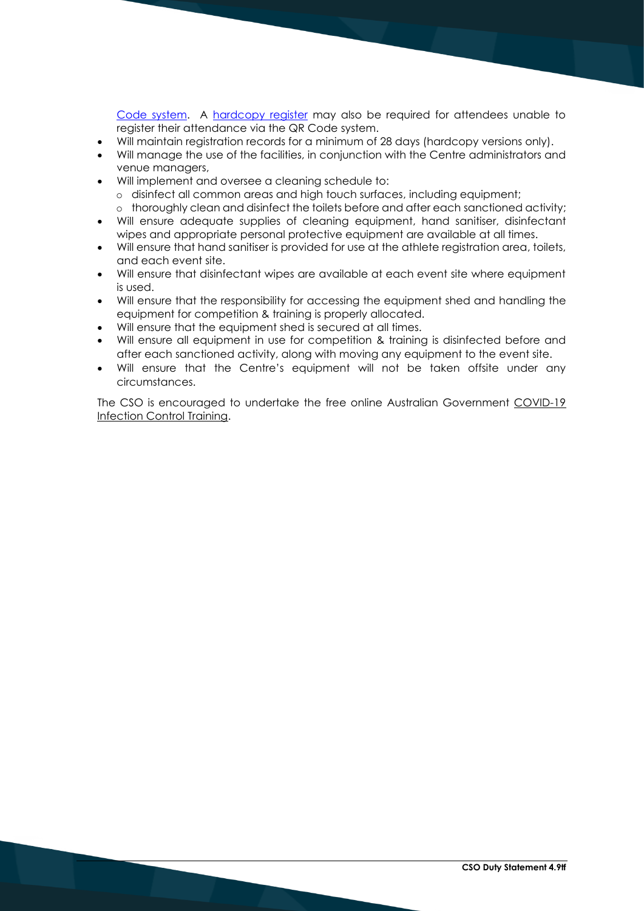Code system. A hardcopy register may also be required for attendees unable to register their attendance via the QR Code system.

- Will maintain registration records for a minimum of 28 days (hardcopy versions only).
- Will manage the use of the facilities, in conjunction with the Centre administrators and venue managers,
- Will implement and oversee a cleaning schedule to:
  - disinfect all common areas and high touch surfaces, including equipment;
  - thoroughly clean and disinfect the toilets before and after each sanctioned activity;
- Will ensure adequate supplies of cleaning equipment, hand sanitiser, disinfectant wipes and appropriate personal protective equipment are available at all times.
- Will ensure that hand sanitiser is provided for use at the athlete registration area, toilets, and each event site.
- Will ensure that disinfectant wipes are available at each event site where equipment is used.
- Will ensure that the responsibility for accessing the equipment shed and handling the equipment for competition & training is properly allocated.
- Will ensure that the equipment shed is secured at all times.
- Will ensure all equipment in use for competition & training is disinfected before and after each sanctioned activity, along with moving any equipment to the event site.
- Will ensure that the Centre's equipment will not be taken offsite under any circumstances.

The CSO is encouraged to undertake the free online Australian Government COVID-19 Infection Control Training.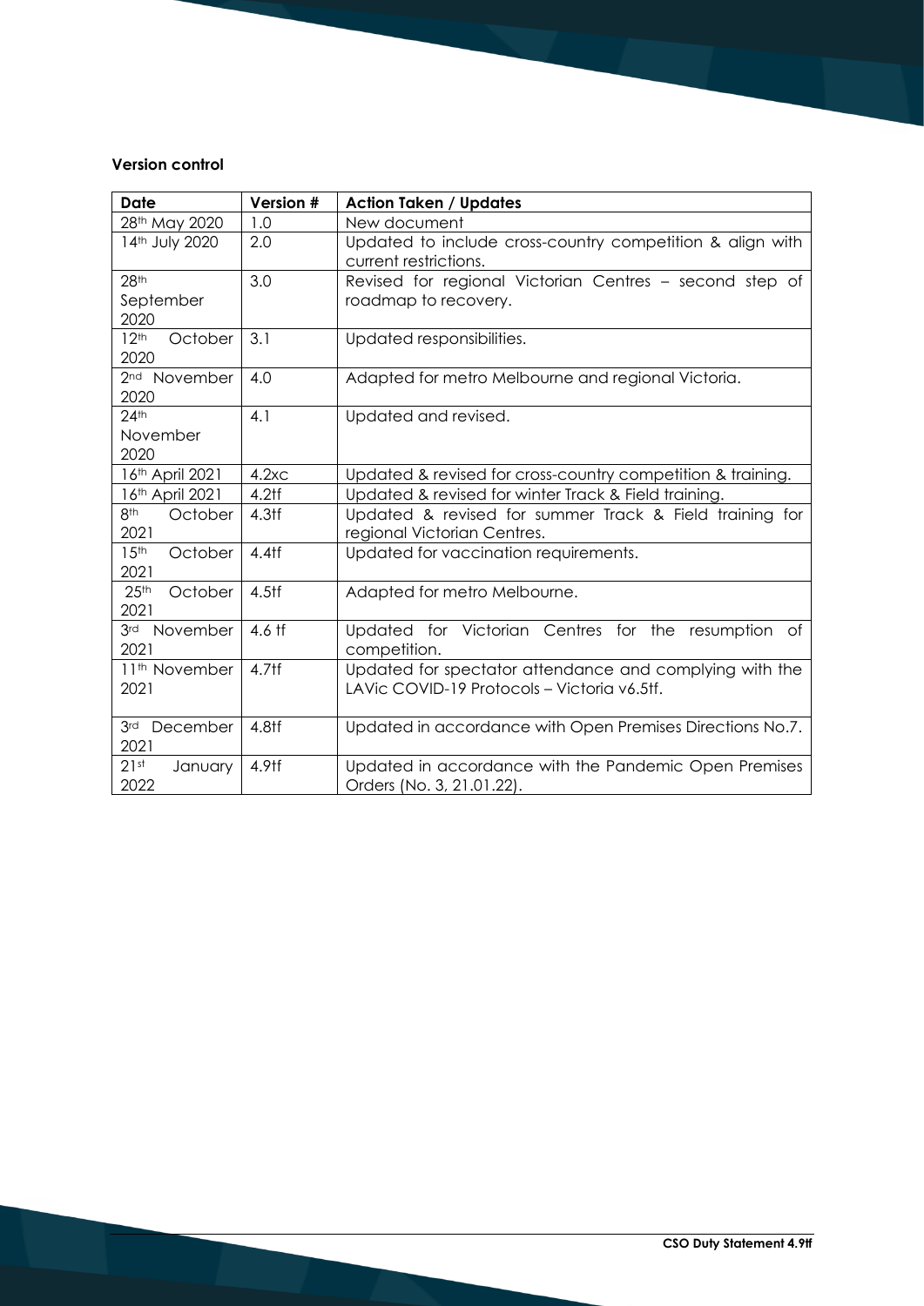**Version control**

| Date | Version # | Action Taken / Updates |
|---|---|---|
| 28th May 2020 | 1.0 | New document |
| 14th July 2020 | 2.0 | Updated to include cross-country competition & align with current restrictions. |
| 28th September 2020 | 3.0 | Revised for regional Victorian Centres – second step of roadmap to recovery. |
| 12th October 2020 | 3.1 | Updated responsibilities. |
| 2nd November 2020 | 4.0 | Adapted for metro Melbourne and regional Victoria. |
| 24th November 2020 | 4.1 | Updated and revised. |
| 16th April 2021 | 4.2xc | Updated & revised for cross-country competition & training. |
| 16th April 2021 | 4.2tf | Updated & revised for winter Track & Field training. |
| 8th October 2021 | 4.3tf | Updated & revised for summer Track & Field training for regional Victorian Centres. |
| 15th October 2021 | 4.4tf | Updated for vaccination requirements. |
| 25th October 2021 | 4.5tf | Adapted for metro Melbourne. |
| 3rd November 2021 | 4.6 tf | Updated for Victorian Centres for the resumption of competition. |
| 11th November 2021 | 4.7tf | Updated for spectator attendance and complying with the LAVic COVID-19 Protocols – Victoria v6.5tf. |
| 3rd December 2021 | 4.8tf | Updated in accordance with Open Premises Directions No.7. |
| 21st January 2022 | 4.9tf | Updated in accordance with the Pandemic Open Premises Orders (No. 3, 21.01.22). |